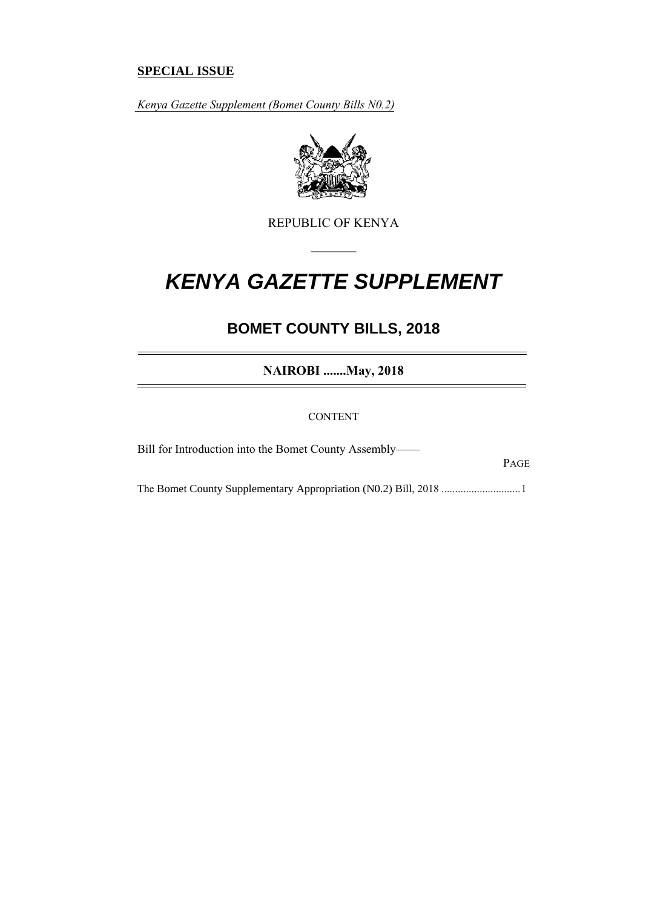**SPECIAL ISSUE**

*Kenya Gazette Supplement (Bomet County Bills N0.2)*

REPUBLIC OF KENYA

# ***KENYA GAZETTE SUPPLEMENT***

## **BOMET COUNTY BILLS, 2018**

**NAIROBI .......May, 2018**

CONTENT

Bill for Introduction into the Bomet County Assembly——

PAGE

The Bomet County Supplementary Appropriation (N0.2) Bill, 2018 ............................1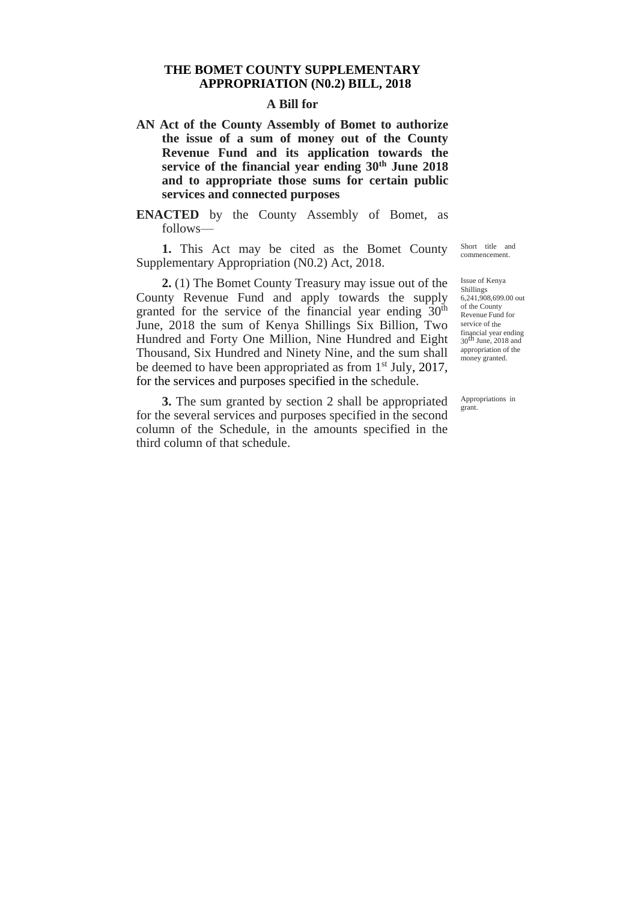# THE BOMET COUNTY SUPPLEMENTARY APPROPRIATION (N0.2) BILL, 2018

## A Bill for

**AN Act of the County Assembly of Bomet to authorize the issue of a sum of money out of the County Revenue Fund and its application towards the service of the financial year ending 30th June 2018 and to appropriate those sums for certain public services and connected purposes**

**ENACTED** by the County Assembly of Bomet, as follows—

*Short title and commencement.*

**1.** This Act may be cited as the Bomet County Supplementary Appropriation (N0.2) Act, 2018.

*Issue of Kenya Shillings 6,241,908,699.00 out of the County Revenue Fund for service of the financial year ending 30th June, 2018 and appropriation of the money granted.*

**2.** (1) The Bomet County Treasury may issue out of the County Revenue Fund and apply towards the supply granted for the service of the financial year ending 30th June, 2018 the sum of Kenya Shillings Six Billion, Two Hundred and Forty One Million, Nine Hundred and Eight Thousand, Six Hundred and Ninety Nine, and the sum shall be deemed to have been appropriated as from 1st July, 2017, for the services and purposes specified in the schedule.

*Appropriations in grant.*

**3.** The sum granted by section 2 shall be appropriated for the several services and purposes specified in the second column of the Schedule, in the amounts specified in the third column of that schedule.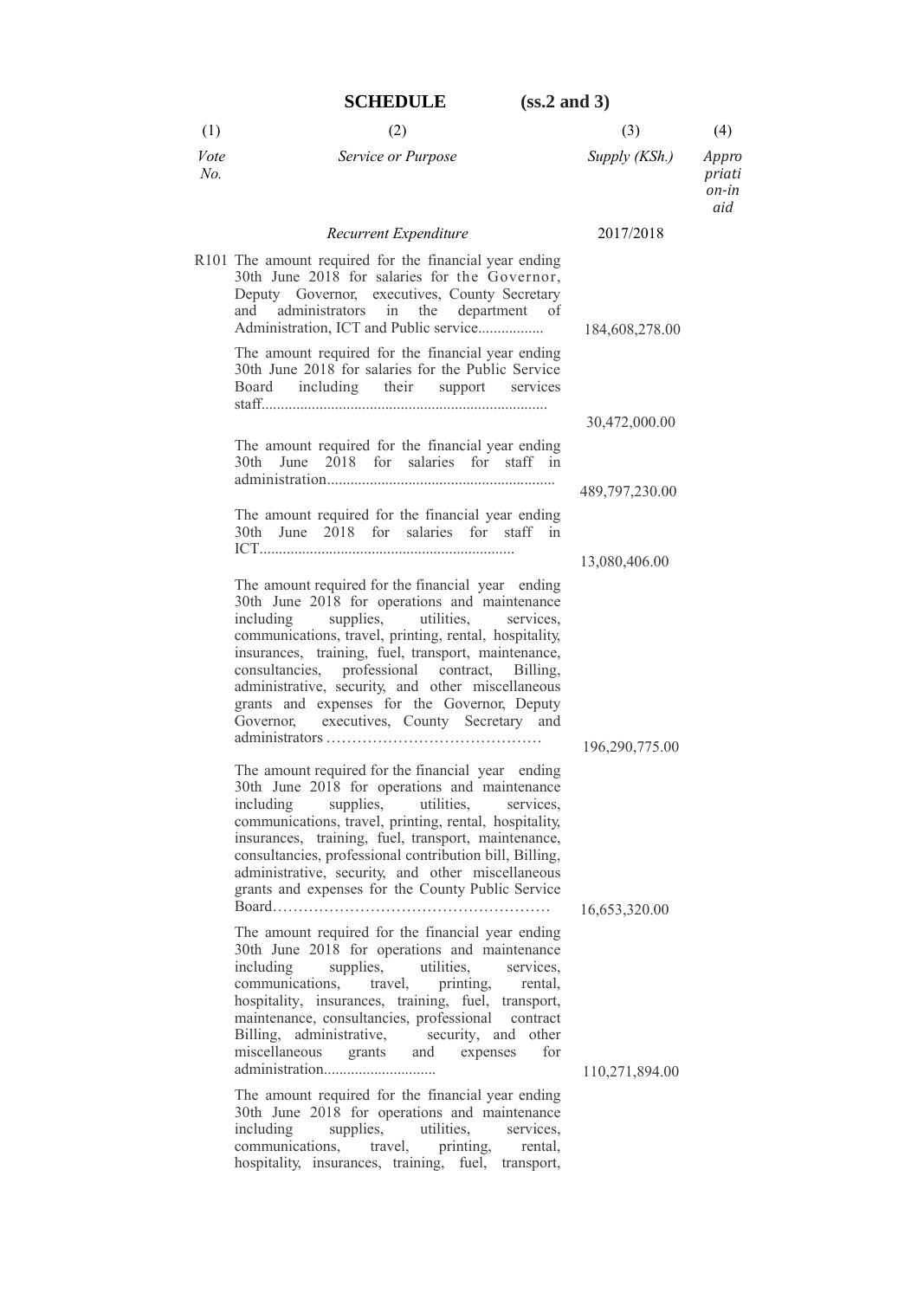**SCHEDULE (ss.2 and 3)**

| (1) | (2) | (3) | (4) |
|---|---|---|---|
| *Vote No.* | *Service or Purpose* | *Supply (KSh.)* | *Appropriation-in aid* |
| | *Recurrent Expenditure* | 2017/2018 | |
| R101 | The amount required for the financial year ending 30th June 2018 for salaries for the Governor, Deputy Governor, executives, County Secretary and administrators in the department of Administration, ICT and Public service................. | 184,608,278.00 | |
| | The amount required for the financial year ending 30th June 2018 for salaries for the Public Service Board including their support services staff......................................................................... | 30,472,000.00 | |
| | The amount required for the financial year ending 30th June 2018 for salaries for staff in administration.......................................................... | 489,797,230.00 | |
| | The amount required for the financial year ending 30th June 2018 for salaries for staff in ICT................................................................. | 13,080,406.00 | |
| | The amount required for the financial year ending 30th June 2018 for operations and maintenance including supplies, utilities, services, communications, travel, printing, rental, hospitality, insurances, training, fuel, transport, maintenance, consultancies, professional contract, Billing, administrative, security, and other miscellaneous grants and expenses for the Governor, Deputy Governor, executives, County Secretary and administrators …………………………………… | 196,290,775.00 | |
| | The amount required for the financial year ending 30th June 2018 for operations and maintenance including supplies, utilities, services, communications, travel, printing, rental, hospitality, insurances, training, fuel, transport, maintenance, consultancies, professional contribution bill, Billing, administrative, security, and other miscellaneous grants and expenses for the County Public Service Board……………………………………………… | 16,653,320.00 | |
| | The amount required for the financial year ending 30th June 2018 for operations and maintenance including supplies, utilities, services, communications, travel, printing, rental, hospitality, insurances, training, fuel, transport, maintenance, consultancies, professional contract Billing, administrative, security, and other miscellaneous grants and expenses for administration............................ | 110,271,894.00 | |
| | The amount required for the financial year ending 30th June 2018 for operations and maintenance including supplies, utilities, services, communications, travel, printing, rental, hospitality, insurances, training, fuel, transport, | | |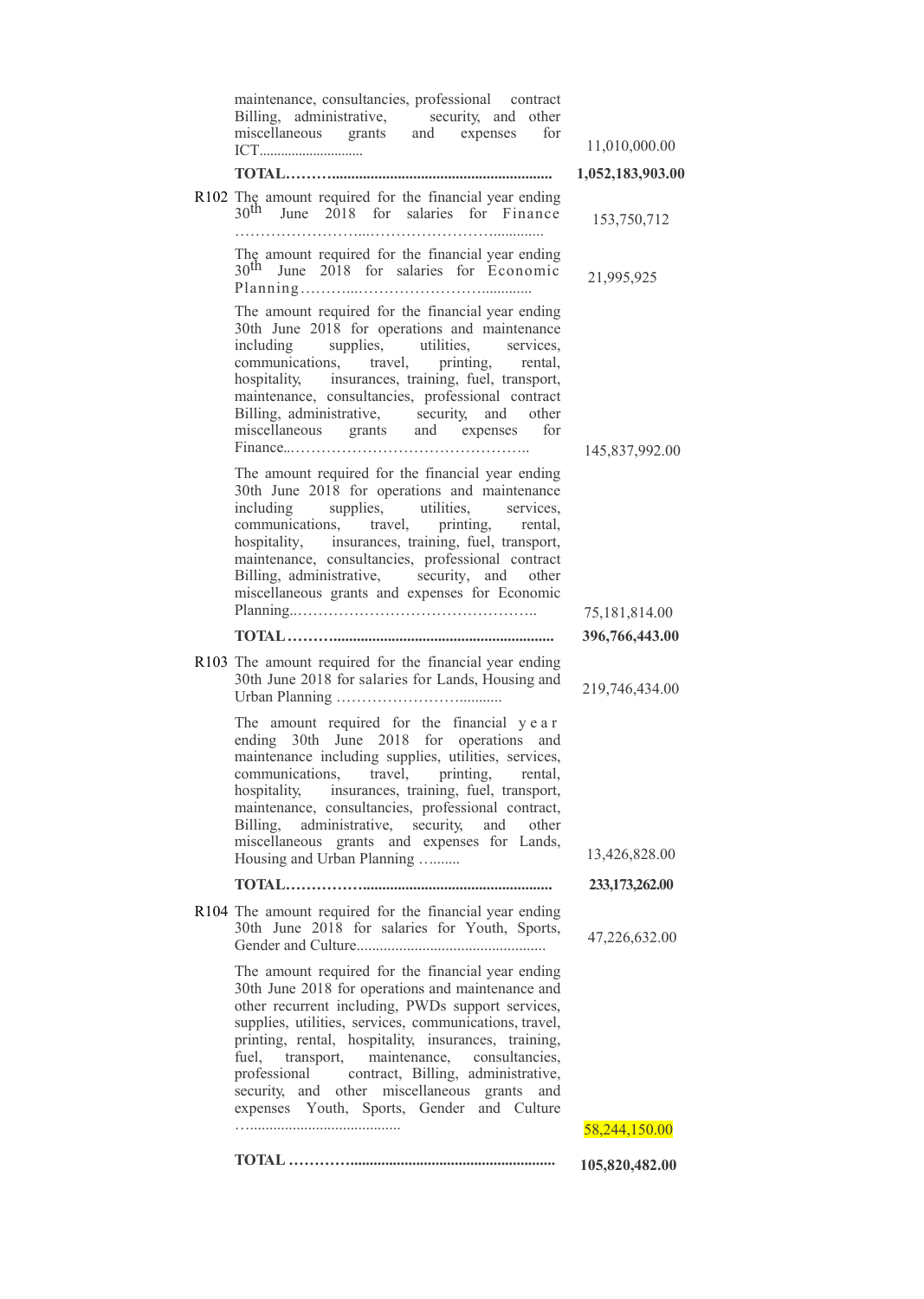| | | |
|---|---|---|
| | maintenance, consultancies, professional contract Billing, administrative, security, and other miscellaneous grants and expenses for ICT............................ | 11,010,000.00 |
| | **TOTAL………........................................................** | **1,052,183,903.00** |
| R102 | The amount required for the financial year ending 30th June 2018 for salaries for Finance ……………………...…………………….............. | 153,750,712 |
| | The amount required for the financial year ending 30th June 2018 for salaries for Economic Planning………...………………………............ | 21,995,925 |
| | The amount required for the financial year ending 30th June 2018 for operations and maintenance including supplies, utilities, services, communications, travel, printing, rental, hospitality, insurances, training, fuel, transport, maintenance, consultancies, professional contract Billing, administrative, security, and other miscellaneous grants and expenses for Finance...……………………………………….. | 145,837,992.00 |
| | The amount required for the financial year ending 30th June 2018 for operations and maintenance including supplies, utilities, services, communications, travel, printing, rental, hospitality, insurances, training, fuel, transport, maintenance, consultancies, professional contract Billing, administrative, security, and other miscellaneous grants and expenses for Economic Planning..……………………………………….. | 75,181,814.00 |
| | **TOTAL………........................................................** | **396,766,443.00** |
| R103 | The amount required for the financial year ending 30th June 2018 for salaries for Lands, Housing and Urban Planning …………………….......... | 219,746,434.00 |
| | The amount required for the financial year ending 30th June 2018 for operations and maintenance including supplies, utilities, services, communications, travel, printing, rental, hospitality, insurances, training, fuel, transport, maintenance, consultancies, professional contract, Billing, administrative, security, and other miscellaneous grants and expenses for Lands, Housing and Urban Planning …....... | 13,426,828.00 |
| | **TOTAL……………...............................................** | **233,173,262.00** |
| R104 | The amount required for the financial year ending 30th June 2018 for salaries for Youth, Sports, Gender and Culture................................................ | 47,226,632.00 |
| | The amount required for the financial year ending 30th June 2018 for operations and maintenance and other recurrent including, PWDs support services, supplies, utilities, services, communications, travel, printing, rental, hospitality, insurances, training, fuel, transport, maintenance, consultancies, professional contract, Billing, administrative, security, and other miscellaneous grants and expenses Youth, Sports, Gender and Culture …...................................... | 58,244,150.00 |
| | **TOTAL …………...................................................** | **105,820,482.00** |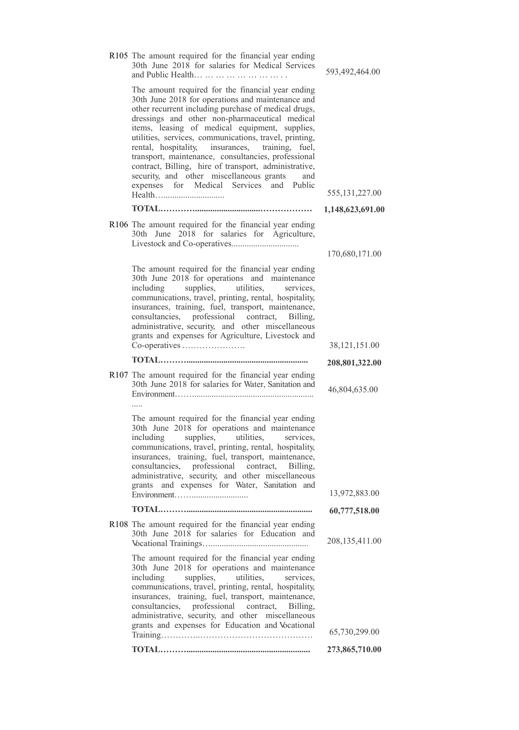| | | |
|---|---|---|
| R105 | The amount required for the financial year ending 30th June 2018 for salaries for Medical Services and Public Health… … … … … … … … . . | 593,492,464.00 |
| | The amount required for the financial year ending 30th June 2018 for operations and maintenance and other recurrent including purchase of medical drugs, dressings and other non-pharmaceutical medical items, leasing of medical equipment, supplies, utilities, services, communications, travel, printing, rental, hospitality, insurances, training, fuel, transport, maintenance, consultancies, professional contract, Billing, hire of transport, administrative, security, and other miscellaneous grants and expenses for Medical Services and Public Health…............................ | 555,131,227.00 |
| | **TOTAL…………...............................………………** | **1,148,623,691.00** |
| R106 | The amount required for the financial year ending 30th June 2018 for salaries for Agriculture, Livestock and Co-operatives............................... | 170,680,171.00 |
| | The amount required for the financial year ending 30th June 2018 for operations and maintenance including supplies, utilities, services, communications, travel, printing, rental, hospitality, insurances, training, fuel, transport, maintenance, consultancies, professional contract, Billing, administrative, security, and other miscellaneous grants and expenses for Agriculture, Livestock and Co-operatives …………………. | 38,121,151.00 |
| | **TOTAL………........................................................** | **208,801,322.00** |
| R107 | The amount required for the financial year ending 30th June 2018 for salaries for Water, Sanitation and Environment……........................................................ ..... | 46,804,635.00 |
| | The amount required for the financial year ending 30th June 2018 for operations and maintenance including supplies, utilities, services, communications, travel, printing, rental, hospitality, insurances, training, fuel, transport, maintenance, consultancies, professional contract, Billing, administrative, security, and other miscellaneous grants and expenses for Water, Sanitation and Environment……........................... | 13,972,883.00 |
| | **TOTAL………..........................................................** | **60,777,518.00** |
| R108 | The amount required for the financial year ending 30th June 2018 for salaries for Education and Vocational Trainings….............................................. | 208,135,411.00 |
| | The amount required for the financial year ending 30th June 2018 for operations and maintenance including supplies, utilities, services, communications, travel, printing, rental, hospitality, insurances, training, fuel, transport, maintenance, consultancies, professional contract, Billing, administrative, security, and other miscellaneous grants and expenses for Education and Vocational Training…………..………………………………… | 65,730,299.00 |
| | **TOTAL………........................................................** | **273,865,710.00** |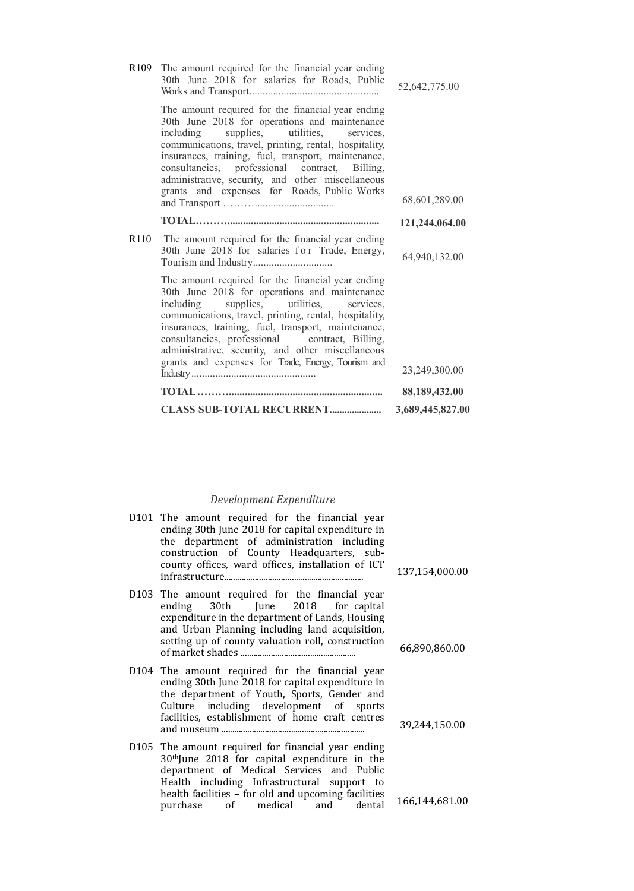| | | |
|---|---|---|
| R109 | The amount required for the financial year ending 30th June 2018 for salaries for Roads, Public Works and Transport................................................ | 52,642,775.00 |
| | The amount required for the financial year ending 30th June 2018 for operations and maintenance including supplies, utilities, services, communications, travel, printing, rental, hospitality, insurances, training, fuel, transport, maintenance, consultancies, professional contract, Billing, administrative, security, and other miscellaneous grants and expenses for Roads, Public Works and Transport ………............................ | 68,601,289.00 |
| | **TOTAL………..........................................................** | **121,244,064.00** |
| R110 | The amount required for the financial year ending 30th June 2018 for salaries for Trade, Energy, Tourism and Industry.............................. | 64,940,132.00 |
| | The amount required for the financial year ending 30th June 2018 for operations and maintenance including supplies, utilities, services, communications, travel, printing, rental, hospitality, insurances, training, fuel, transport, maintenance, consultancies, professional contract, Billing, administrative, security, and other miscellaneous grants and expenses for Trade, Energy, Tourism and Industry.............................................. | 23,249,300.00 |
| | **TOTAL ………..........................................................** | **88,189,432.00** |
| | **CLASS SUB-TOTAL RECURRENT.....................** | **3,689,445,827.00** |

*Development Expenditure*

| | | |
|---|---|---|
| D101 | The amount required for the financial year ending 30th June 2018 for capital expenditure in the department of administration including construction of County Headquarters, sub-county offices, ward offices, installation of ICT infrastructure.............................................................. | 137,154,000.00 |
| D103 | The amount required for the financial year ending 30th June 2018 for capital expenditure in the department of Lands, Housing and Urban Planning including land acquisition, setting up of county valuation roll, construction of market shades .................................................... | 66,890,860.00 |
| D104 | The amount required for the financial year ending 30th June 2018 for capital expenditure in the department of Youth, Sports, Gender and Culture including development of sports facilities, establishment of home craft centres and museum ................................................................ | 39,244,150.00 |
| D105 | The amount required for financial year ending 30thJune 2018 for capital expenditure in the department of Medical Services and Public Health including Infrastructural support to health facilities – for old and upcoming facilities purchase of medical and dental | 166,144,681.00 |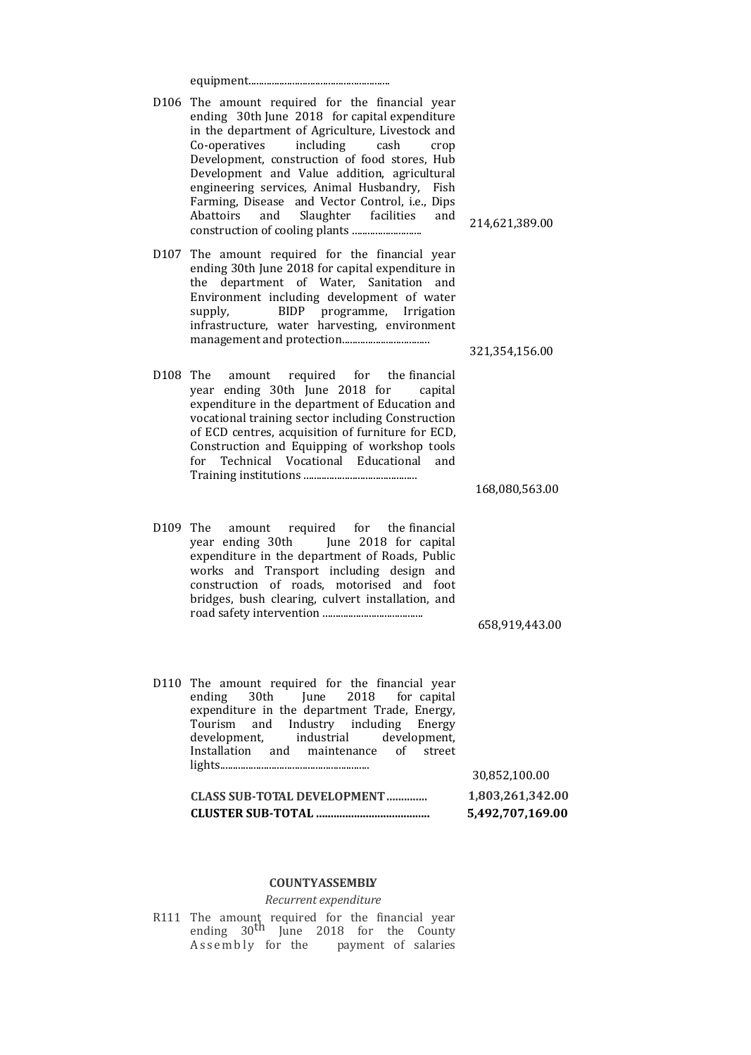| | | |
|---|---|---|
| | equipment....................................................... | |
| D106 | The amount required for the financial year ending 30th June 2018 for capital expenditure in the department of Agriculture, Livestock and Co-operatives including cash crop Development, construction of food stores, Hub Development and Value addition, agricultural engineering services, Animal Husbandry, Fish Farming, Disease and Vector Control, i.e., Dips Abattoirs and Slaughter facilities and construction of cooling plants .......................... | 214,621,389.00 |
| D107 | The amount required for the financial year ending 30th June 2018 for capital expenditure in the department of Water, Sanitation and Environment including development of water supply, BIDP programme, Irrigation infrastructure, water harvesting, environment management and protection................................. | 321,354,156.00 |
| D108 | The amount required for the financial year ending 30th June 2018 for capital expenditure in the department of Education and vocational training sector including Construction of ECD centres, acquisition of furniture for ECD, Construction and Equipping of workshop tools for Technical Vocational Educational and Training institutions ........................................... | 168,080,563.00 |
| D109 | The amount required for the financial year ending 30th June 2018 for capital expenditure in the department of Roads, Public works and Transport including design and construction of roads, motorised and foot bridges, bush clearing, culvert installation, and road safety intervention ...................................... | 658,919,443.00 |
| D110 | The amount required for the financial year ending 30th June 2018 for capital expenditure in the department Trade, Energy, Tourism and Industry including Energy development, industrial development, Installation and maintenance of street lights......................................................... | 30,852,100.00 |
| | **CLASS SUB-TOTAL DEVELOPMENT .............** | **1,803,261,342.00** |
| | **CLUSTER SUB-TOTAL .......................................** | **5,492,707,169.00** |

**COUNTYASSEMBLY**

*Recurrent expenditure*

R111 The amount required for the financial year ending 30th June 2018 for the County Assembly for the payment of salaries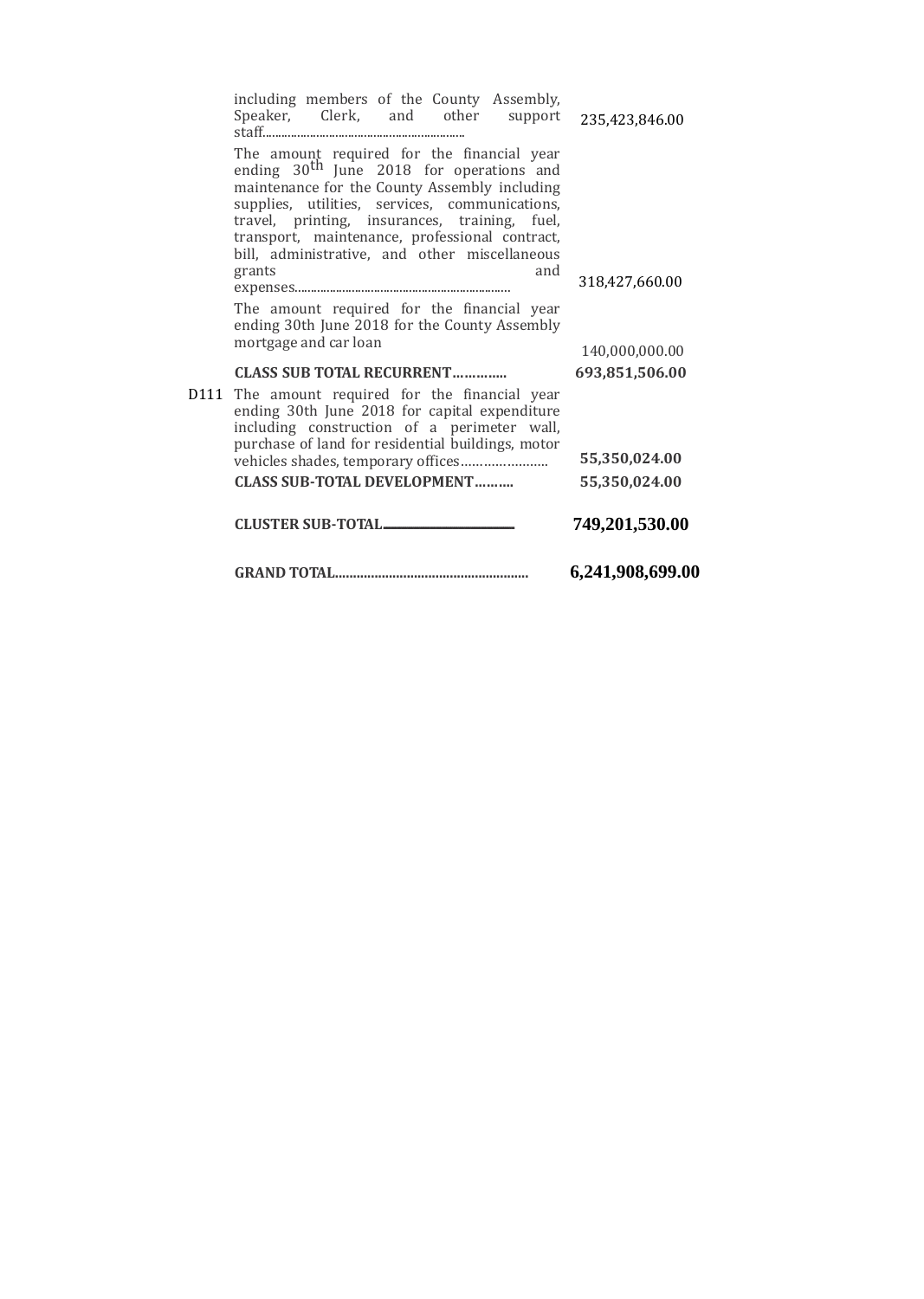| | | |
|---|---|---|
| | including members of the County Assembly, Speaker, Clerk, and other support staff.............................................................. | 235,423,846.00 |
| | The amount required for the financial year ending 30th June 2018 for operations and maintenance for the County Assembly including supplies, utilities, services, communications, travel, printing, insurances, training, fuel, transport, maintenance, professional contract, bill, administrative, and other miscellaneous grants and expenses.................................................................. | 318,427,660.00 |
| | The amount required for the financial year ending 30th June 2018 for the County Assembly mortgage and car loan | 140,000,000.00 |
| | **CLASS SUB TOTAL RECURRENT………….** | **693,851,506.00** |
| D111 | The amount required for the financial year ending 30th June 2018 for capital expenditure including construction of a perimeter wall, purchase of land for residential buildings, motor vehicles shades, temporary offices…………………. | **55,350,024.00** |
| | **CLASS SUB-TOTAL DEVELOPMENT……….** | **55,350,024.00** |
| | **CLUSTER SUB-TOTAL** | **749,201,530.00** |
| | **GRAND TOTAL......................................................** | **6,241,908,699.00** |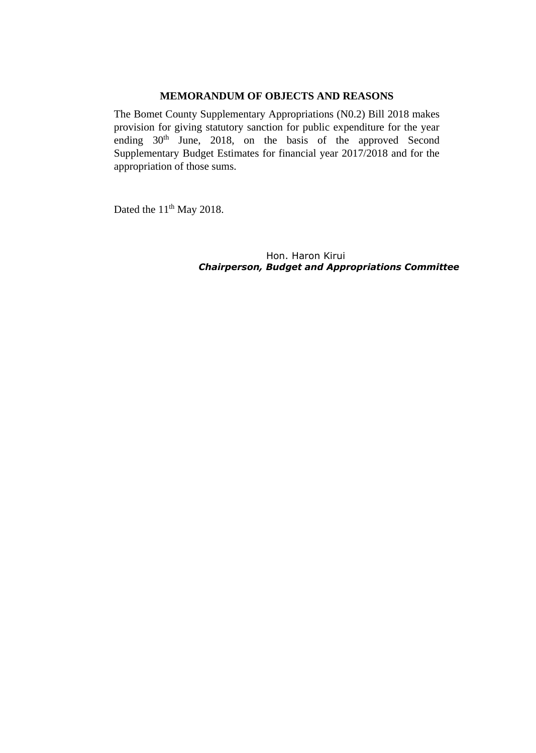## MEMORANDUM OF OBJECTS AND REASONS

The Bomet County Supplementary Appropriations (N0.2) Bill 2018 makes provision for giving statutory sanction for public expenditure for the year ending 30th June, 2018, on the basis of the approved Second Supplementary Budget Estimates for financial year 2017/2018 and for the appropriation of those sums.

Dated the 11th May 2018.

Hon. Haron Kirui
***Chairperson, Budget and Appropriations Committee***